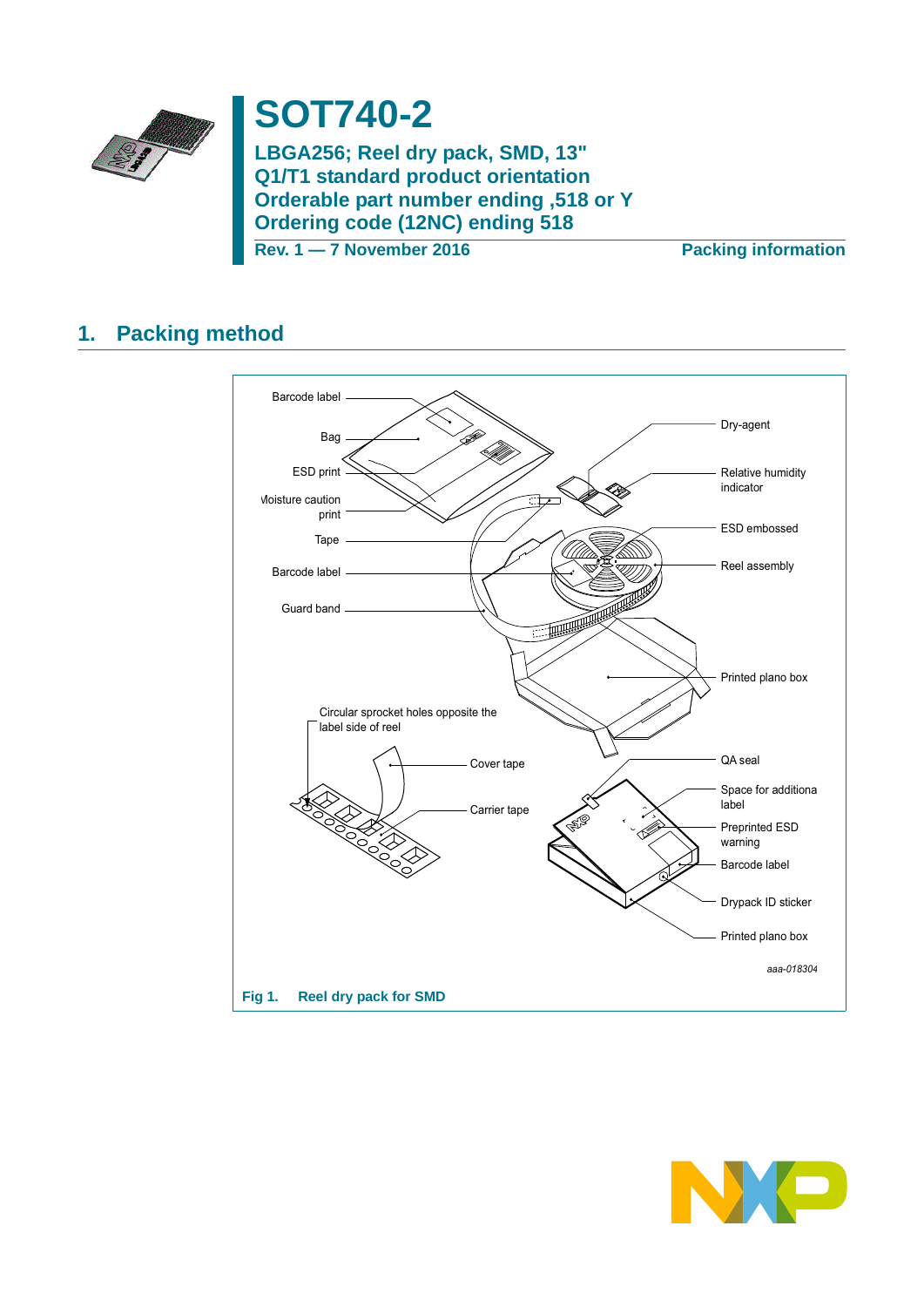# SOT740-2

**LBGA256; Reel dry pack, SMD, 13"**
**Q1/T1 standard product orientation**
**Orderable part number ending ,518 or Y**
**Ordering code (12NC) ending 518**

**Rev. 1 — 7 November 2016** **Packing information**

## 1. Packing method

Fig 1. Reel dry pack for SMD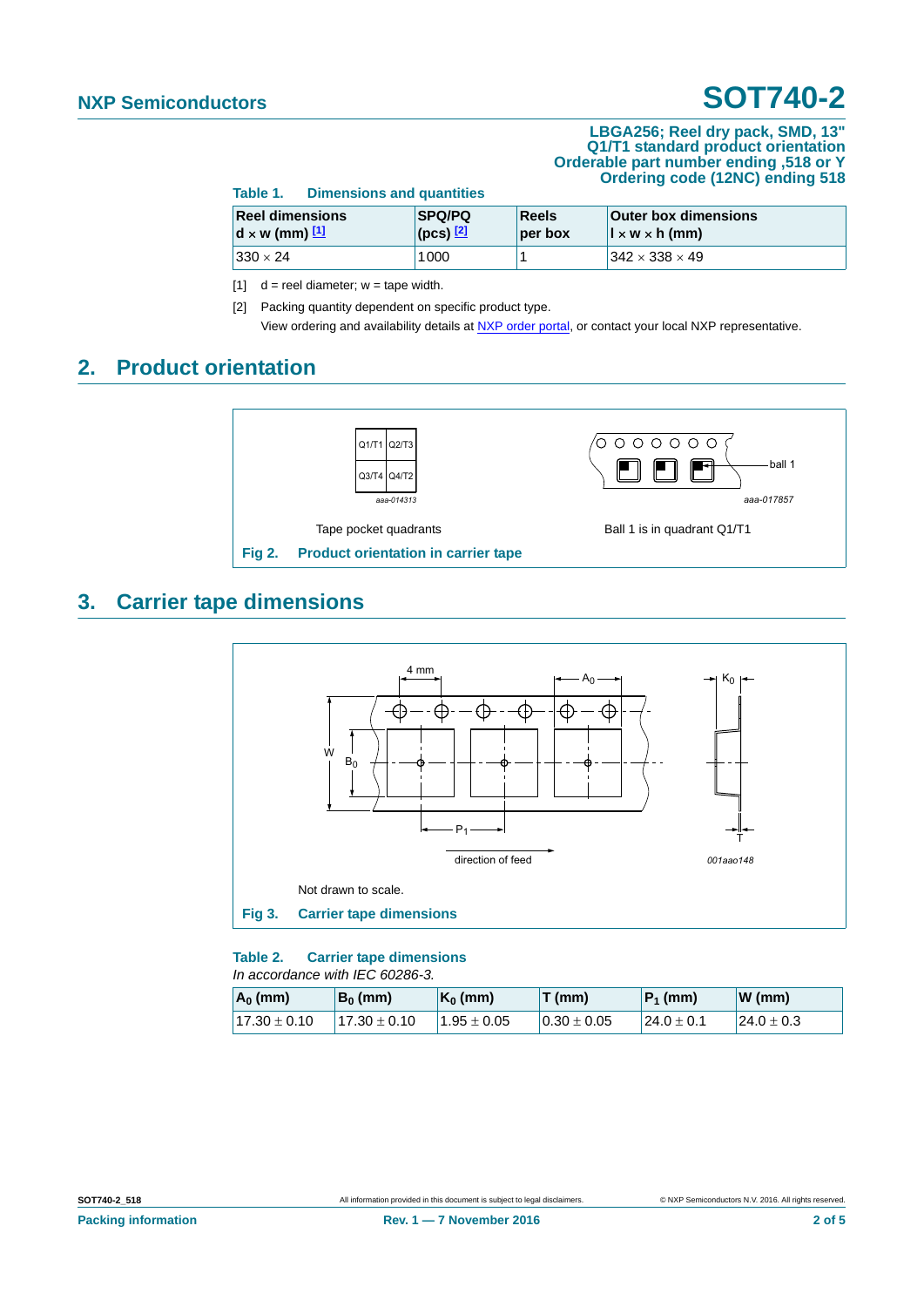**LBGA256; Reel dry pack, SMD, 13"**
**Q1/T1 standard product orientation**
**Orderable part number ending ,518 or Y**
**Ordering code (12NC) ending 518**

**Table 1. Dimensions and quantities**

| Reel dimensions d × w (mm) [1] | SPQ/PQ (pcs) [2] | Reels per box | Outer box dimensions l × w × h (mm) |
|---|---|---|---|
| 330 × 24 | 1000 | 1 | 342 × 338 × 49 |

[1] d = reel diameter; w = tape width.

[2] Packing quantity dependent on specific product type.
View ordering and availability details at NXP order portal, or contact your local NXP representative.

## 2. Product orientation

| Q1/T1 | Q2/T3 |
|---|---|
| Q3/T4 | Q4/T2 |

aaa-014313

Tape pocket quadrants

ball 1

aaa-017857

Ball 1 is in quadrant Q1/T1

**Fig 2. Product orientation in carrier tape**

## 3. Carrier tape dimensions

4 mm, $A_0$, $K_0$, W, $B_0$, $P_1$, T

direction of feed

001aao148

Not drawn to scale.

**Fig 3. Carrier tape dimensions**

**Table 2. Carrier tape dimensions**
*In accordance with IEC 60286-3.*

| $A_0$ (mm) | $B_0$ (mm) | $K_0$ (mm) | T (mm) | $P_1$ (mm) | W (mm) |
|---|---|---|---|---|---|
| 17.30 ± 0.10 | 17.30 ± 0.10 | 1.95 ± 0.05 | 0.30 ± 0.05 | 24.0 ± 0.1 | 24.0 ± 0.3 |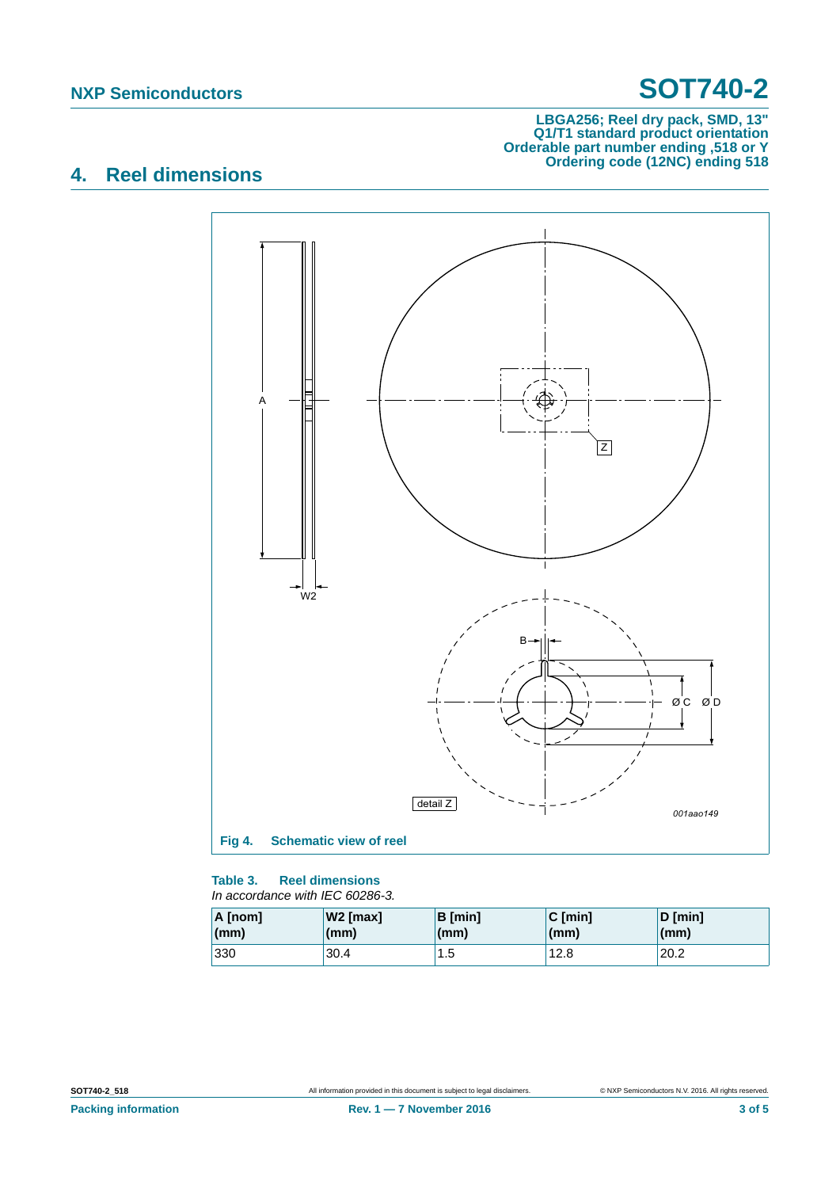LBGA256; Reel dry pack, SMD, 13"
Q1/T1 standard product orientation
Orderable part number ending ,518 or Y
Ordering code (12NC) ending 518

## 4. Reel dimensions

**Fig 4. Schematic view of reel**

**Table 3. Reel dimensions**

*In accordance with IEC 60286-3.*

| A [nom] (mm) | W2 [max] (mm) | B [min] (mm) | C [min] (mm) | D [min] (mm) |
|---|---|---|---|---|
| 330 | 30.4 | 1.5 | 12.8 | 20.2 |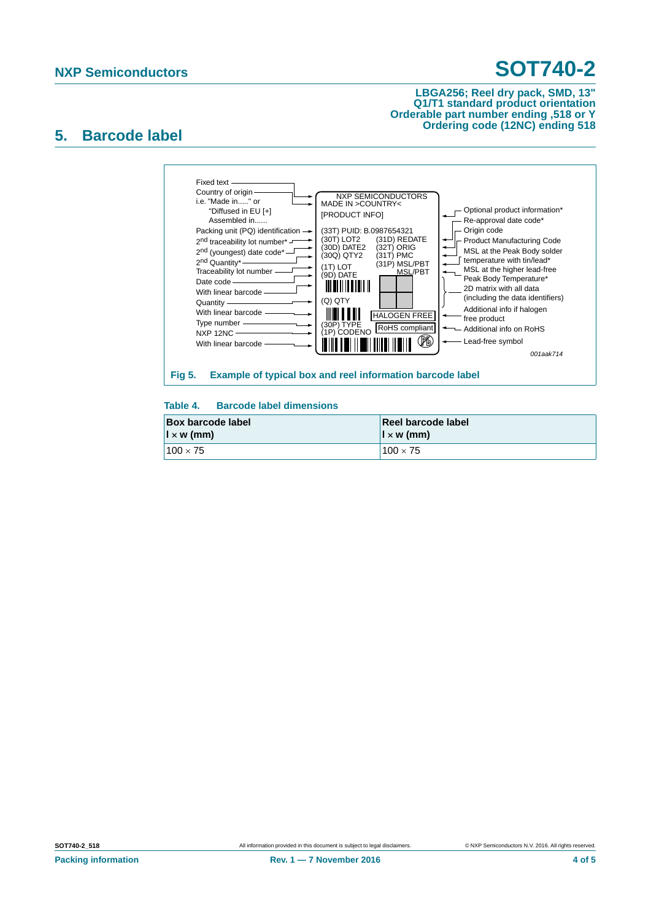## 5. Barcode label

**Fig 5. Example of typical box and reel information barcode label**

**Table 4. Barcode label dimensions**

| Box barcode label<br>l × w (mm) | Reel barcode label<br>l × w (mm) |
|---|---|
| 100 × 75 | 100 × 75 |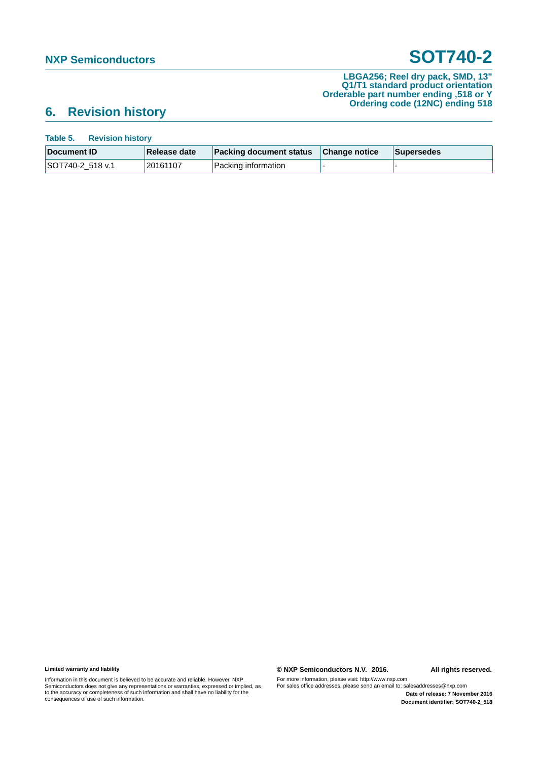## 6. Revision history

**Table 5. Revision history**

| Document ID | Release date | Packing document status | Change notice | Supersedes |
|---|---|---|---|---|
| SOT740-2_518 v.1 | 20161107 | Packing information | - | - |